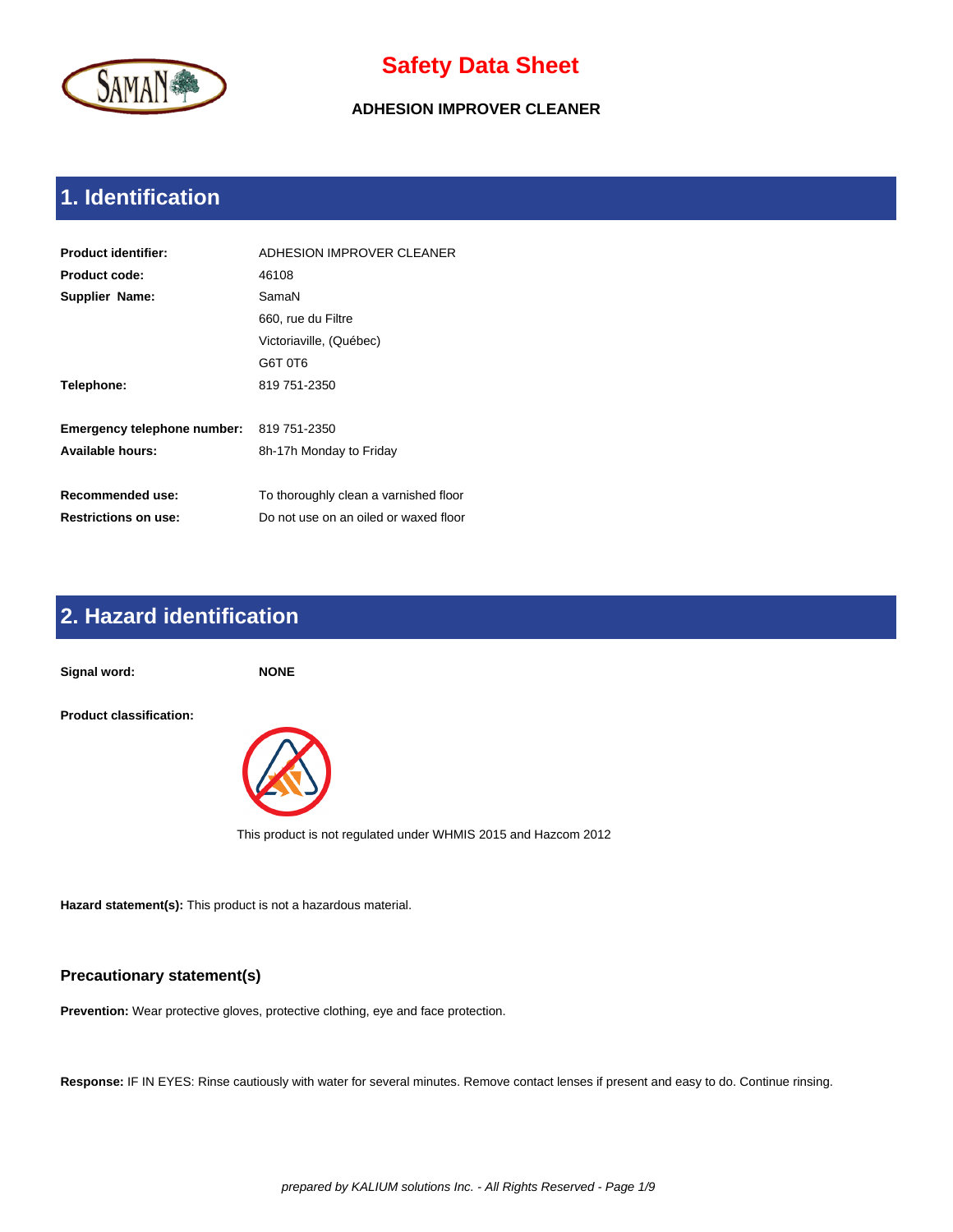# Safety Data Sheet

**ADHESION IMPROVER CLEANER**

## 1. Identification

| | |
|---|---|
| **Product identifier:** | ADHESION IMPROVER CLEANER |
| **Product code:** | 46108 |
| **Supplier Name:** | SamaN |
| | 660, rue du Filtre |
| | Victoriaville, (Québec) |
| | G6T 0T6 |
| **Telephone:** | 819 751-2350 |
| **Emergency telephone number:** | 819 751-2350 |
| **Available hours:** | 8h-17h Monday to Friday |
| **Recommended use:** | To thoroughly clean a varnished floor |
| **Restrictions on use:** | Do not use on an oiled or waxed floor |

## 2. Hazard identification

**Signal word:** **NONE**

**Product classification:**

This product is not regulated under WHMIS 2015 and Hazcom 2012

**Hazard statement(s):** This product is not a hazardous material.

### Precautionary statement(s)

**Prevention:** Wear protective gloves, protective clothing, eye and face protection.

**Response:** IF IN EYES: Rinse cautiously with water for several minutes. Remove contact lenses if present and easy to do. Continue rinsing.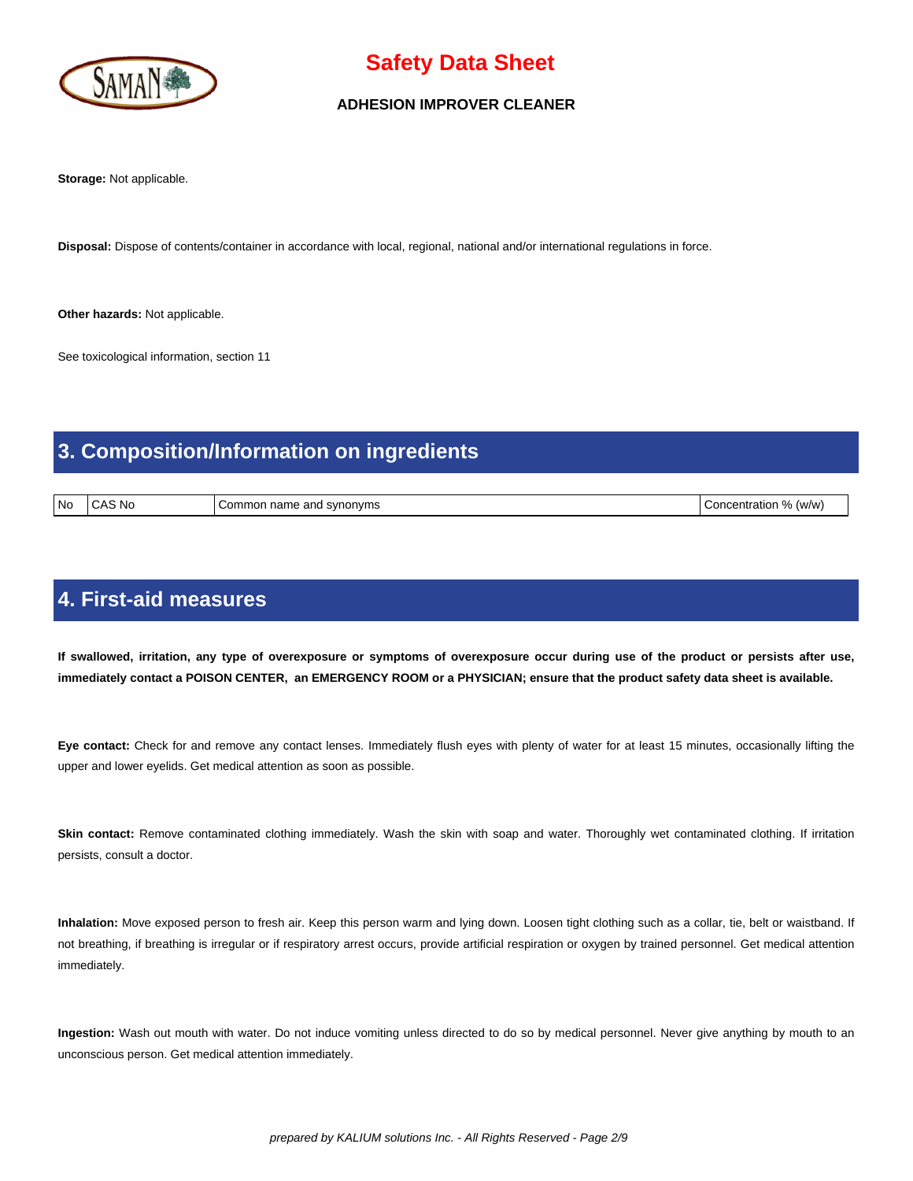**Storage:** Not applicable.

**Disposal:** Dispose of contents/container in accordance with local, regional, national and/or international regulations in force.

**Other hazards:** Not applicable.

See toxicological information, section 11

## 3. Composition/Information on ingredients

| No | CAS No | Common name and synonyms | Concentration % (w/w) |
|---|---|---|---|

## 4. First-aid measures

**If swallowed, irritation, any type of overexposure or symptoms of overexposure occur during use of the product or persists after use, immediately contact a POISON CENTER, an EMERGENCY ROOM or a PHYSICIAN; ensure that the product safety data sheet is available.**

**Eye contact:** Check for and remove any contact lenses. Immediately flush eyes with plenty of water for at least 15 minutes, occasionally lifting the upper and lower eyelids. Get medical attention as soon as possible.

**Skin contact:** Remove contaminated clothing immediately. Wash the skin with soap and water. Thoroughly wet contaminated clothing. If irritation persists, consult a doctor.

**Inhalation:** Move exposed person to fresh air. Keep this person warm and lying down. Loosen tight clothing such as a collar, tie, belt or waistband. If not breathing, if breathing is irregular or if respiratory arrest occurs, provide artificial respiration or oxygen by trained personnel. Get medical attention immediately.

**Ingestion:** Wash out mouth with water. Do not induce vomiting unless directed to do so by medical personnel. Never give anything by mouth to an unconscious person. Get medical attention immediately.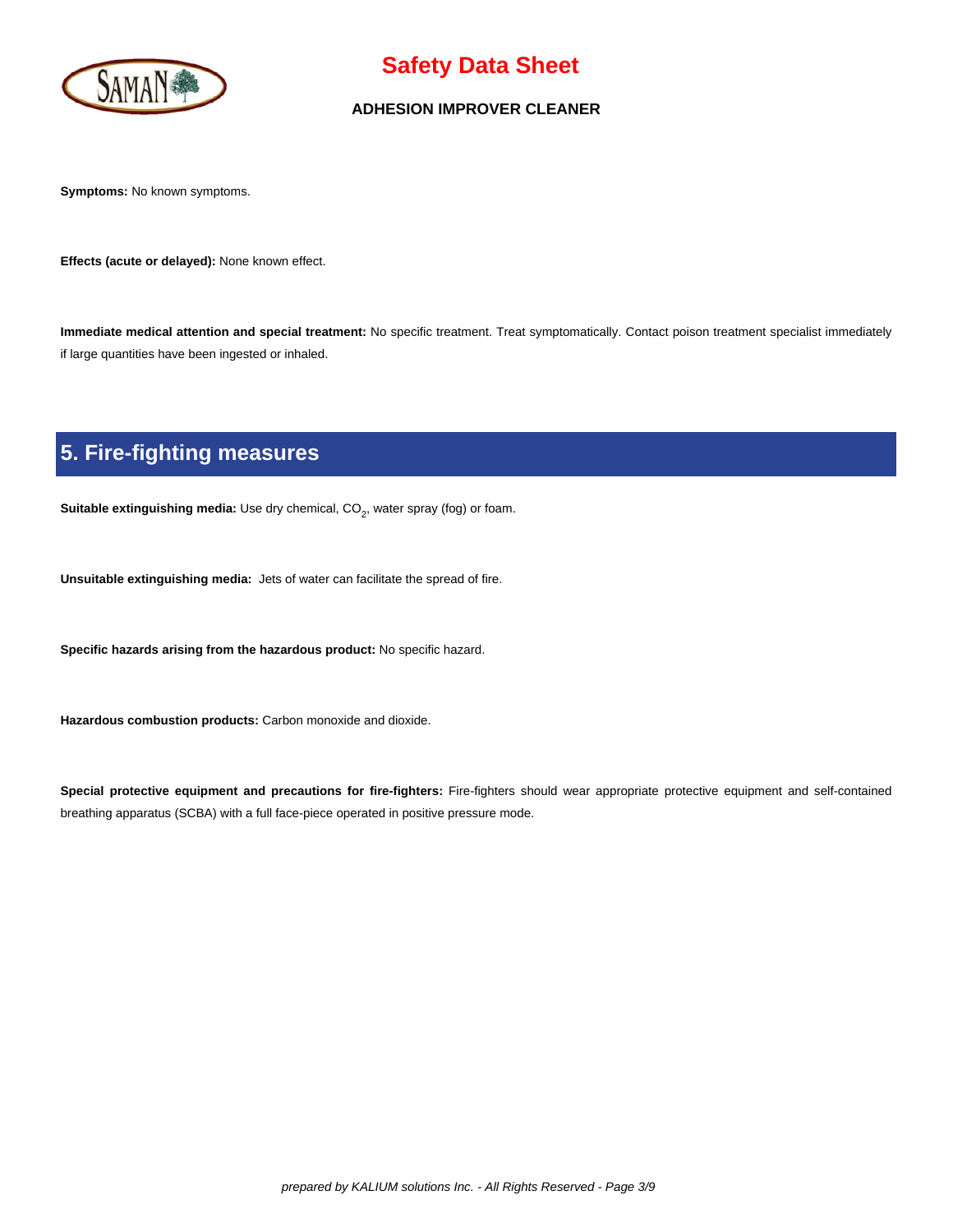**Symptoms:** No known symptoms.

**Effects (acute or delayed):** None known effect.

**Immediate medical attention and special treatment:** No specific treatment. Treat symptomatically. Contact poison treatment specialist immediately if large quantities have been ingested or inhaled.

## 5. Fire-fighting measures

**Suitable extinguishing media:** Use dry chemical, $CO_2$, water spray (fog) or foam.

**Unsuitable extinguishing media:** Jets of water can facilitate the spread of fire.

**Specific hazards arising from the hazardous product:** No specific hazard.

**Hazardous combustion products:** Carbon monoxide and dioxide.

**Special protective equipment and precautions for fire-fighters:** Fire-fighters should wear appropriate protective equipment and self-contained breathing apparatus (SCBA) with a full face-piece operated in positive pressure mode.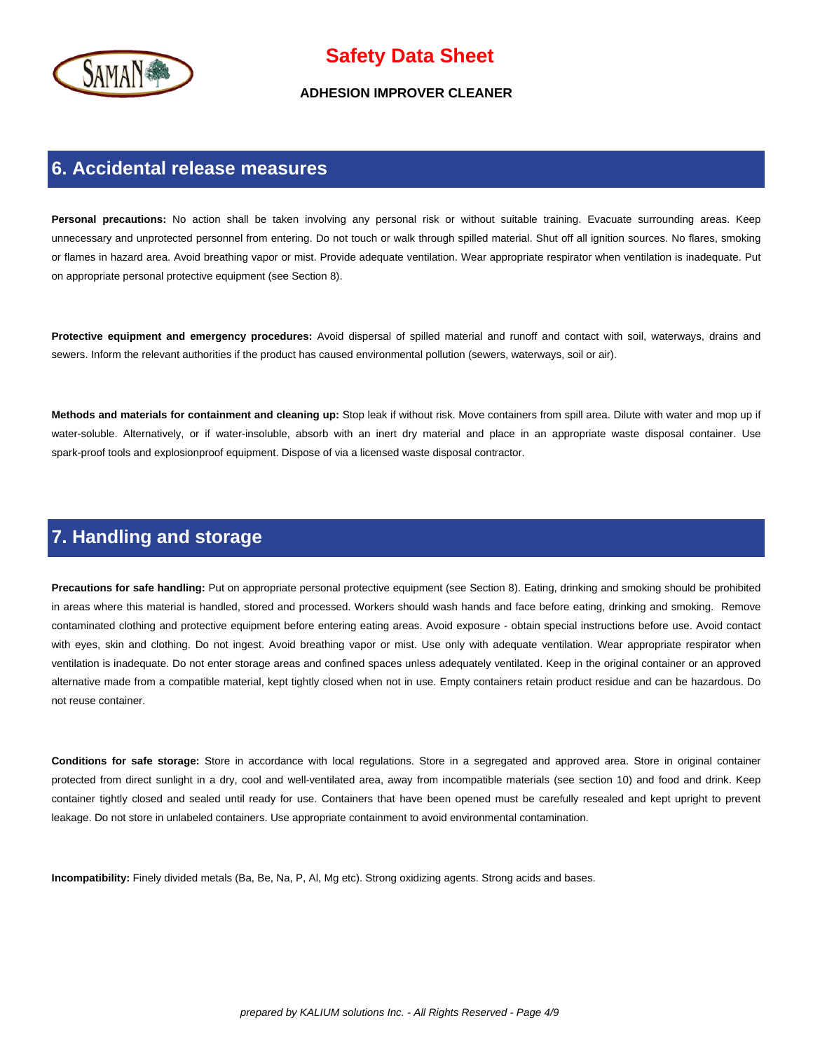## 6. Accidental release measures

**Personal precautions:** No action shall be taken involving any personal risk or without suitable training. Evacuate surrounding areas. Keep unnecessary and unprotected personnel from entering. Do not touch or walk through spilled material. Shut off all ignition sources. No flares, smoking or flames in hazard area. Avoid breathing vapor or mist. Provide adequate ventilation. Wear appropriate respirator when ventilation is inadequate. Put on appropriate personal protective equipment (see Section 8).

**Protective equipment and emergency procedures:** Avoid dispersal of spilled material and runoff and contact with soil, waterways, drains and sewers. Inform the relevant authorities if the product has caused environmental pollution (sewers, waterways, soil or air).

**Methods and materials for containment and cleaning up:** Stop leak if without risk. Move containers from spill area. Dilute with water and mop up if water-soluble. Alternatively, or if water-insoluble, absorb with an inert dry material and place in an appropriate waste disposal container. Use spark-proof tools and explosionproof equipment. Dispose of via a licensed waste disposal contractor.

## 7. Handling and storage

**Precautions for safe handling:** Put on appropriate personal protective equipment (see Section 8). Eating, drinking and smoking should be prohibited in areas where this material is handled, stored and processed. Workers should wash hands and face before eating, drinking and smoking. Remove contaminated clothing and protective equipment before entering eating areas. Avoid exposure - obtain special instructions before use. Avoid contact with eyes, skin and clothing. Do not ingest. Avoid breathing vapor or mist. Use only with adequate ventilation. Wear appropriate respirator when ventilation is inadequate. Do not enter storage areas and confined spaces unless adequately ventilated. Keep in the original container or an approved alternative made from a compatible material, kept tightly closed when not in use. Empty containers retain product residue and can be hazardous. Do not reuse container.

**Conditions for safe storage:** Store in accordance with local regulations. Store in a segregated and approved area. Store in original container protected from direct sunlight in a dry, cool and well-ventilated area, away from incompatible materials (see section 10) and food and drink. Keep container tightly closed and sealed until ready for use. Containers that have been opened must be carefully resealed and kept upright to prevent leakage. Do not store in unlabeled containers. Use appropriate containment to avoid environmental contamination.

**Incompatibility:** Finely divided metals (Ba, Be, Na, P, Al, Mg etc). Strong oxidizing agents. Strong acids and bases.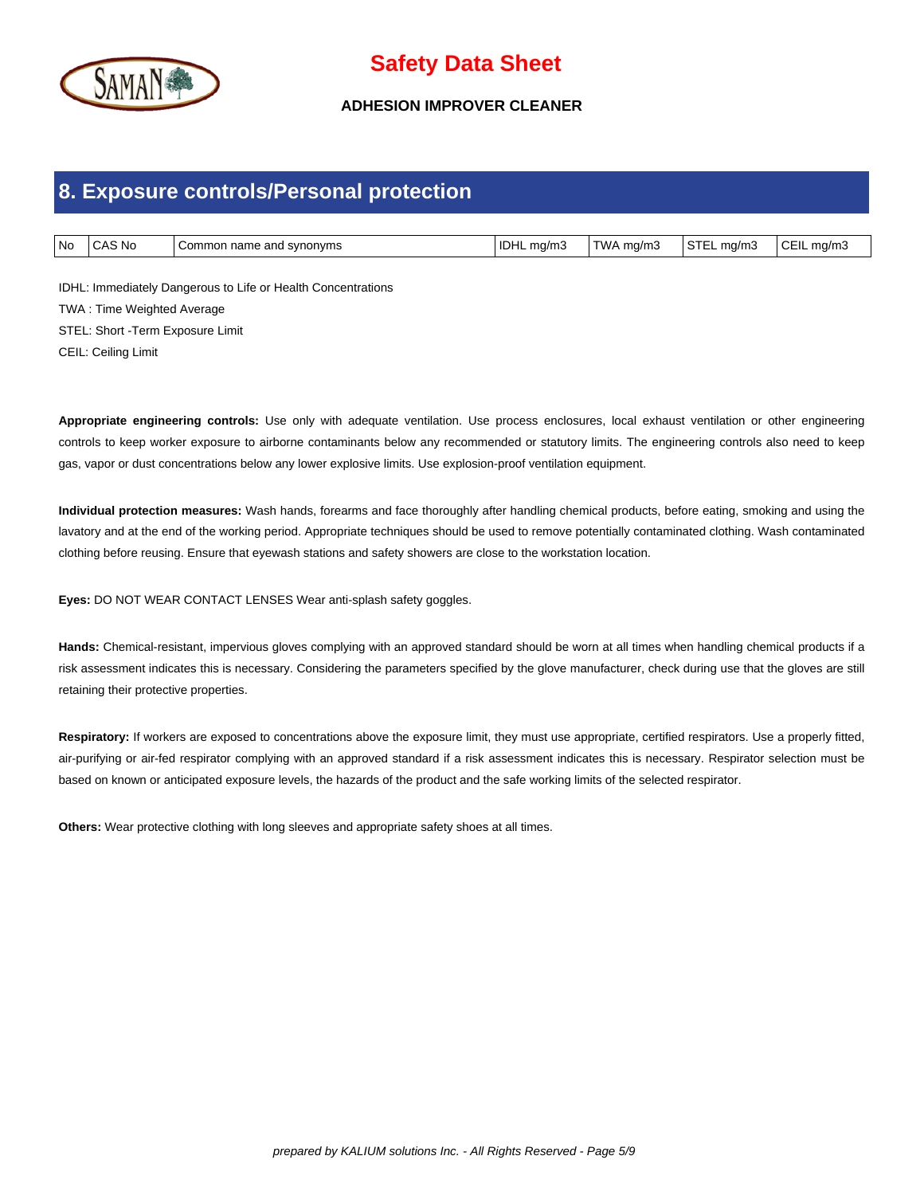## 8. Exposure controls/Personal protection

| No | CAS No | Common name and synonyms | IDHL mg/m3 | TWA mg/m3 | STEL mg/m3 | CEIL mg/m3 |
|---|---|---|---|---|---|---|

IDHL: Immediately Dangerous to Life or Health Concentrations

TWA : Time Weighted Average

STEL: Short -Term Exposure Limit

CEIL: Ceiling Limit

**Appropriate engineering controls:** Use only with adequate ventilation. Use process enclosures, local exhaust ventilation or other engineering controls to keep worker exposure to airborne contaminants below any recommended or statutory limits. The engineering controls also need to keep gas, vapor or dust concentrations below any lower explosive limits. Use explosion-proof ventilation equipment.

**Individual protection measures:** Wash hands, forearms and face thoroughly after handling chemical products, before eating, smoking and using the lavatory and at the end of the working period. Appropriate techniques should be used to remove potentially contaminated clothing. Wash contaminated clothing before reusing. Ensure that eyewash stations and safety showers are close to the workstation location.

**Eyes:** DO NOT WEAR CONTACT LENSES Wear anti-splash safety goggles.

**Hands:** Chemical-resistant, impervious gloves complying with an approved standard should be worn at all times when handling chemical products if a risk assessment indicates this is necessary. Considering the parameters specified by the glove manufacturer, check during use that the gloves are still retaining their protective properties.

**Respiratory:** If workers are exposed to concentrations above the exposure limit, they must use appropriate, certified respirators. Use a properly fitted, air-purifying or air-fed respirator complying with an approved standard if a risk assessment indicates this is necessary. Respirator selection must be based on known or anticipated exposure levels, the hazards of the product and the safe working limits of the selected respirator.

**Others:** Wear protective clothing with long sleeves and appropriate safety shoes at all times.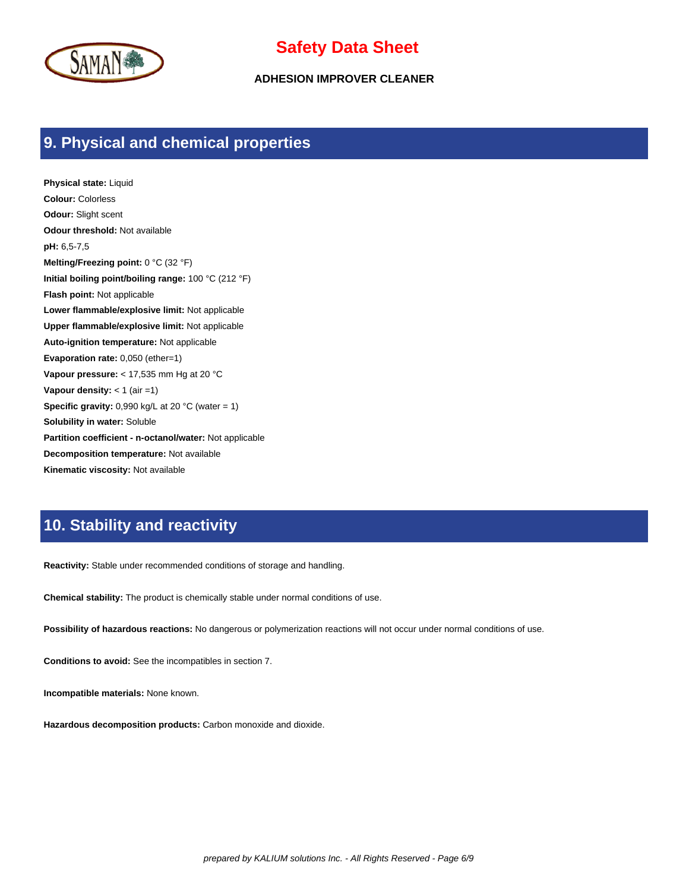## 9. Physical and chemical properties

**Physical state:** Liquid

**Colour:** Colorless

**Odour:** Slight scent

**Odour threshold:** Not available

**pH:** 6,5-7,5

**Melting/Freezing point:** 0 °C (32 °F)

**Initial boiling point/boiling range:** 100 °C (212 °F)

**Flash point:** Not applicable

**Lower flammable/explosive limit:** Not applicable

**Upper flammable/explosive limit:** Not applicable

**Auto-ignition temperature:** Not applicable

**Evaporation rate:** 0,050 (ether=1)

**Vapour pressure:** < 17,535 mm Hg at 20 °C

**Vapour density:** < 1 (air =1)

**Specific gravity:** 0,990 kg/L at 20 °C (water = 1)

**Solubility in water:** Soluble

**Partition coefficient - n-octanol/water:** Not applicable

**Decomposition temperature:** Not available

**Kinematic viscosity:** Not available

## 10. Stability and reactivity

**Reactivity:** Stable under recommended conditions of storage and handling.

**Chemical stability:** The product is chemically stable under normal conditions of use.

**Possibility of hazardous reactions:** No dangerous or polymerization reactions will not occur under normal conditions of use.

**Conditions to avoid:** See the incompatibles in section 7.

**Incompatible materials:** None known.

**Hazardous decomposition products:** Carbon monoxide and dioxide.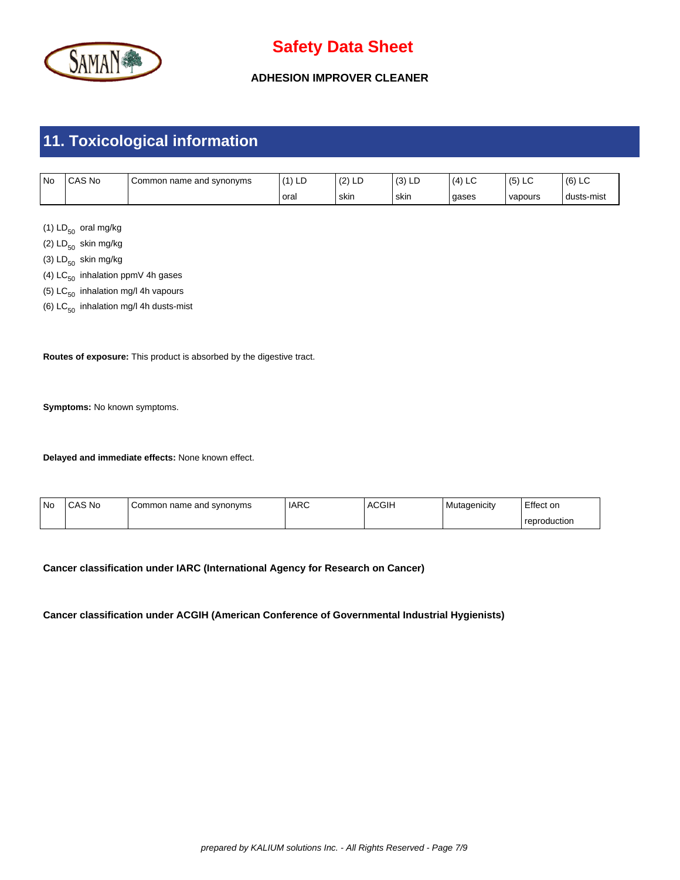# Safety Data Sheet

**ADHESION IMPROVER CLEANER**

## 11. Toxicological information

| No | CAS No | Common name and synonyms | (1) LD oral | (2) LD skin | (3) LD skin | (4) LC gases | (5) LC vapours | (6) LC dusts-mist |
|---|---|---|---|---|---|---|---|---|

(1) $LD_{50}$ oral mg/kg

(2) $LD_{50}$ skin mg/kg

(3) $LD_{50}$ skin mg/kg

(4) $LC_{50}$ inhalation ppmV 4h gases

(5) $LC_{50}$ inhalation mg/l 4h vapours

(6) $LC_{50}$ inhalation mg/l 4h dusts-mist

**Routes of exposure:** This product is absorbed by the digestive tract.

**Symptoms:** No known symptoms.

**Delayed and immediate effects:** None known effect.

| No | CAS No | Common name and synonyms | IARC | ACGIH | Mutagenicity | Effect on reproduction |
|---|---|---|---|---|---|---|

**Cancer classification under IARC (International Agency for Research on Cancer)**

**Cancer classification under ACGIH (American Conference of Governmental Industrial Hygienists)**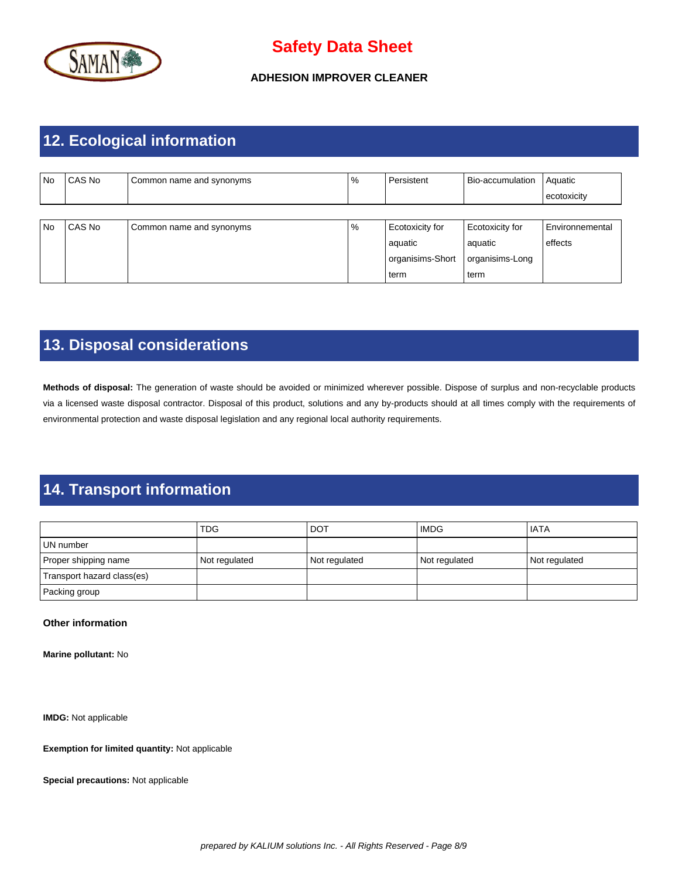## 12. Ecological information

| No | CAS No | Common name and synonyms | % | Persistent | Bio-accumulation | Aquatic ecotoxicity |
|---|---|---|---|---|---|---|

| No | CAS No | Common name and synonyms | % | Ecotoxicity for aquatic organisims-Short term | Ecotoxicity for aquatic organisims-Long term | Environnemental effects |
|---|---|---|---|---|---|---|

## 13. Disposal considerations

**Methods of disposal:** The generation of waste should be avoided or minimized wherever possible. Dispose of surplus and non-recyclable products via a licensed waste disposal contractor. Disposal of this product, solutions and any by-products should at all times comply with the requirements of environmental protection and waste disposal legislation and any regional local authority requirements.

## 14. Transport information

| | TDG | DOT | IMDG | IATA |
|---|---|---|---|---|
| UN number | | | | |
| Proper shipping name | Not regulated | Not regulated | Not regulated | Not regulated |
| Transport hazard class(es) | | | | |
| Packing group | | | | |

**Other information**

**Marine pollutant:** No

**IMDG:** Not applicable

**Exemption for limited quantity:** Not applicable

**Special precautions:** Not applicable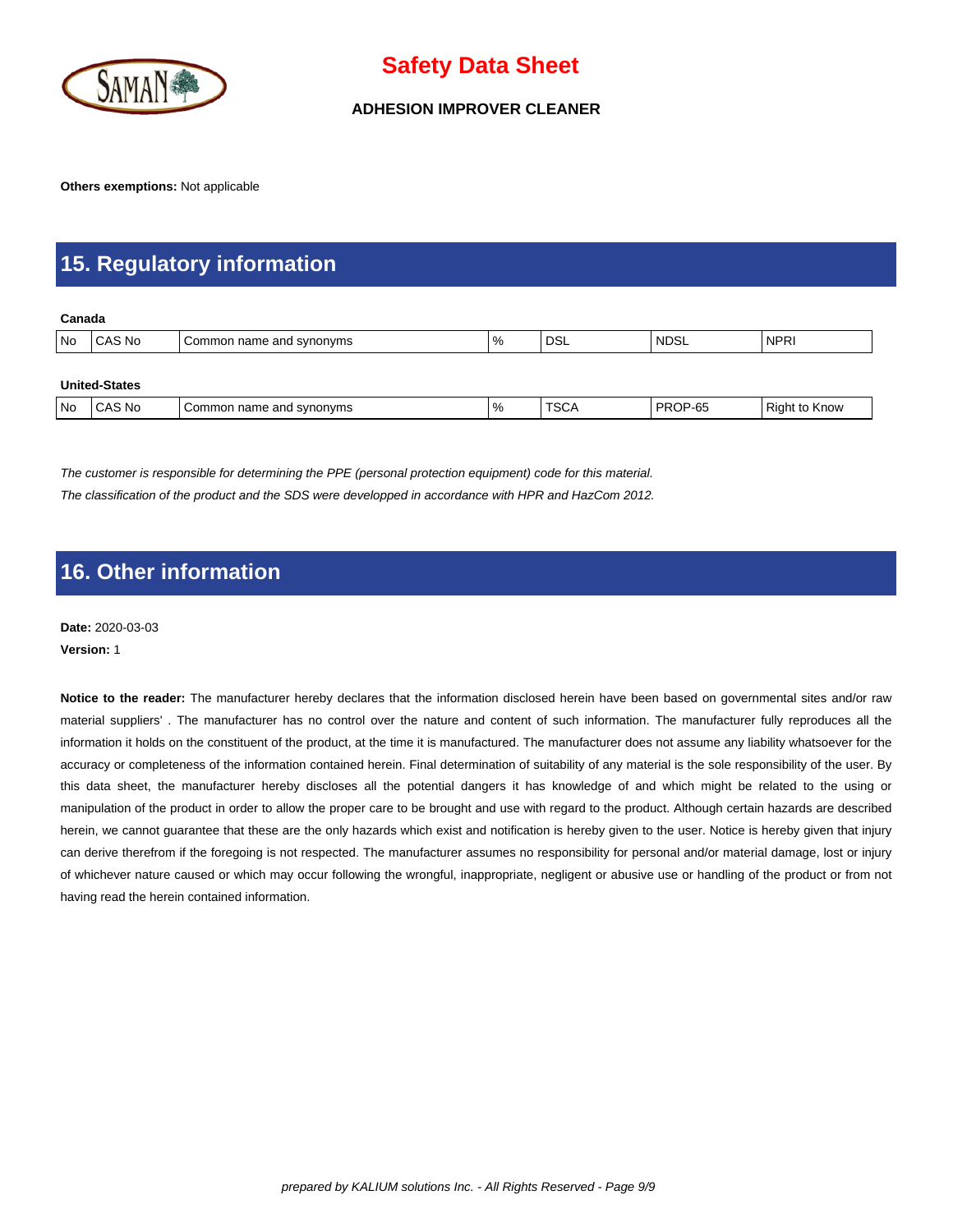**Others exemptions:** Not applicable

## 15. Regulatory information

**Canada**

| No | CAS No | Common name and synonyms | % | DSL | NDSL | NPRI |
|---|---|---|---|---|---|---|

**United-States**

| No | CAS No | Common name and synonyms | % | TSCA | PROP-65 | Right to Know |
|---|---|---|---|---|---|---|

*The customer is responsible for determining the PPE (personal protection equipment) code for this material.*

*The classification of the product and the SDS were developped in accordance with HPR and HazCom 2012.*

## 16. Other information

**Date:** 2020-03-03

**Version:** 1

**Notice to the reader:** The manufacturer hereby declares that the information disclosed herein have been based on governmental sites and/or raw material suppliers' . The manufacturer has no control over the nature and content of such information. The manufacturer fully reproduces all the information it holds on the constituent of the product, at the time it is manufactured. The manufacturer does not assume any liability whatsoever for the accuracy or completeness of the information contained herein. Final determination of suitability of any material is the sole responsibility of the user. By this data sheet, the manufacturer hereby discloses all the potential dangers it has knowledge of and which might be related to the using or manipulation of the product in order to allow the proper care to be brought and use with regard to the product. Although certain hazards are described herein, we cannot guarantee that these are the only hazards which exist and notification is hereby given to the user. Notice is hereby given that injury can derive therefrom if the foregoing is not respected. The manufacturer assumes no responsibility for personal and/or material damage, lost or injury of whichever nature caused or which may occur following the wrongful, inappropriate, negligent or abusive use or handling of the product or from not having read the herein contained information.